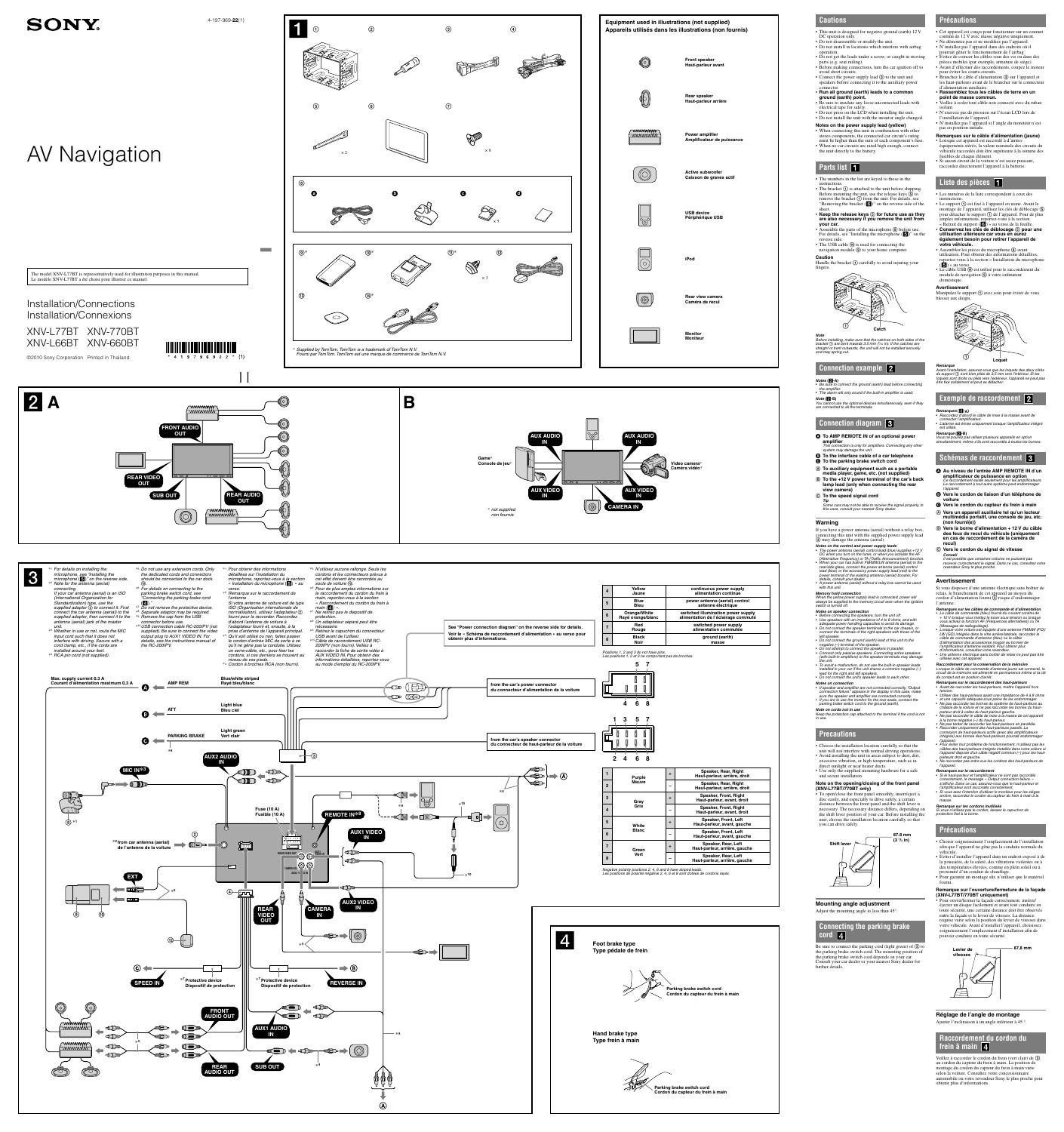# SONY

4-197-969-**22**(1)

# AV Navigation

The model XNV-L77BT is representatively used for illustration purposes in this manual.
Le modèle XNV-L77BT a été choisi pour illustrer ce manuel.

## Installation/Connections
## Installation/Connexions

XNV-L77BT XNV-770BT
XNV-L66BT XNV-660BT

©2010 Sony Corporation Printed in Thailand

## 1

× 2

× 8

× 5

× 3

* Supplied by TomTom. TomTom is a trademark of TomTom N.V.
Fourni par TomTom. TomTom est une marque de commerce de TomTom N.V.

**Equipment used in illustrations (not supplied)**
**Appareils utilisés dans les illustrations (non fournis)**

- Front speaker / Haut-parleur avant
- Rear speaker / Haut-parleur arrière
- Power amplifier / Amplificateur de puissance
- Active subwoofer / Caisson de graves actif
- USB device / Périphérique USB
- iPod
- Rear view camera / Caméra de recul
- Monitor / Moniteur

## Cautions

- This unit is designed for negative ground (earth) 12 V DC operation only.
- Do not disassemble or modify the unit.
- Do not install in locations which interfere with airbag operation.
- Do not get the leads under a screw, or caught in moving parts (e.g. seat railing).
- Before making connections, turn the car ignition off to avoid short circuits.
- Connect the power supply lead ③ to the unit and speakers before connecting it to the auxiliary power connector.
- **Run all ground (earth) leads to a common ground (earth) point.**
- Be sure to insulate any loose unconnected leads with electrical tape for safety.
- Do not press on the LCD when installing the unit.
- Do not install the unit with the monitor angle changed.

**Notes on the power supply lead (yellow)**
- When connecting this unit in combination with other stereo components, the connected car circuit's rating must be higher than the sum of each component's fuse.
- When no car circuits are rated high enough, connect the unit directly to the battery.

## Parts list 1

- The numbers in the list are keyed to those in the instructions.
- The bracket ① is attached to the unit before shipping. Before mounting the unit, use the release keys ② to remove the bracket ① from the unit. For details, see "Removing the bracket (6)" on the reverse side of the sheet.
- **Keep the release keys ② for future use as they are also necessary if you remove the unit from your car.**
- Assemble the parts of the microphone ⑧ before use. For details, see "Installing the microphone (5)" on the reverse side.
- The USB cable ⑭ is used for connecting the navigation module ⑨ to your home computer.

**Caution**
Handle the bracket ① carefully to avoid injuring your fingers.

Catch

*Note*
*Before installing, make sure that the catches on both sides of the bracket ① are bent inwards 3.5 mm ($^{5}/_{32}$ in). If the catches are straight or bent outwards, the unit will not be installed securely and may spring out.*

## Connection example 2

*Notes (2-A)*
- *Be sure to connect the ground (earth) lead before connecting the amplifier.*
- *The alarm will only sound if the built-in amplifier is used.*

*Note (2-B)*
*You cannot use the optional devices simultaneously, even if they are connected to all the terminals.*

## Connection diagram 3

**Ⓐ To AMP REMOTE IN of an optional power amplifier**
*This connection is only for amplifiers. Connecting any other system may damage the unit.*
**Ⓑ To the interface cable of a car telephone**
**Ⓒ To the parking brake switch cord**
**Ⓓ To auxiliary equipment such as a portable media player, game, etc. (not supplied)**
**Ⓔ To the +12 V power terminal of the car's back lamp lead (only when connecting the rear view camera)**
**Ⓕ To the speed signal cord**
*Tip*
*Some cars may not be able to receive the signal properly. In this case, consult your nearest Sony dealer.*

### Warning
If you have a power antenna (aerial) without a relay box, connecting this unit with the supplied power supply lead ③ may damage the antenna (aerial).

**Notes on the control and power supply leads**
- The power antenna (aerial) control lead (blue) supplies +12 V DC when you turn on the tuner, or when you activate the AF (Alternative Frequency) or TA (Traffic Announcement) function.
- When your car has built-in FM/MW/LW antenna (aerial) in the rear/side glass, connect the power antenna (aerial) control lead (blue) or the accessory power supply lead (red) to the power terminal of the existing antenna (aerial) booster. For details, consult your dealer.
- A power antenna (aerial) without a relay box cannot be used with this unit.

**Memory hold connection**
When the yellow power supply lead is connected, power will always be supplied to the memory circuit even when the ignition switch is turned off.

**Notes on speaker connection**
- Before connecting the speakers, turn the unit off.
- Use speakers with an impedance of 4 to 8 ohms, and with adequate power handling capacities to avoid its damage.
- Do not connect the speaker terminals to the car chassis, or connect the terminals of the right speakers with those of the left speaker.
- Do not connect the ground (earth) lead of this unit to the negative (–) terminal of the speaker.
- Do not attempt to connect the speakers in parallel.
- Connect only passive speakers. Connecting active speakers (with built-in amplifiers) to the speaker terminals may damage the unit.
- To avoid a malfunction, do not use the built-in speaker leads installed in your car if the unit shares a common negative (–) lead for the right and left speakers.
- Do not connect the unit's speaker leads to each other.

**Notes on connection**
- If speaker and amplifier are not connected correctly, "Output connection failure." appears in the display. In this case, make sure the speaker and amplifier are connected correctly.
- If you are to use the monitor for the rear seats, connect the parking brake switch cord to the ground (earth).

**Note on cords not in use**
Keep the protection cap attached to the terminal if the cord is not in use.

## Precautions

- Choose the installation location carefully so that the unit will not interfere with normal driving operations.
- Avoid installing the unit in areas subject to dust, dirt, excessive vibration, or high temperature, such as in direct sunlight or near heater ducts.
- Use only the supplied mounting hardware for a safe and secure installation.

**Note on the opening/closing of the front panel (XNV-L77BT/770BT only)**
- To open/close the front panel smoothly, insert/eject a disc easily, and especially to drive safely, a certain distance between the front panel and the shift lever is necessary. The necessary distance differs, depending on the shift lever position of your car. Before installing the unit, choose the installation location carefully so that you can drive safely.

Shift lever

87.8 mm (3 1/2 in)

### Mounting angle adjustment
Adjust the mounting angle to less than 45°.

## Connecting the parking brake cord 4

Be sure to connect the parking cord (light green) of ③ to the parking brake switch cord. The mounting position of the parking brake switch cord depends on your car. Consult your car dealer or your nearest Sony dealer for further details.

## Précautions

- Cet appareil est conçu pour fonctionner sur un courant continu de 12 V avec masse négative uniquement.
- Ne démontez pas et ne modifiez pas l'appareil.
- N'installez pas l'appareil dans des endroits où il pourrait gêner le fonctionnement de l'airbag.
- Évitez de coincer les câbles sous des vis ou dans des pièces mobiles (par exemple, armature de siège).
- Avant d'effectuer des raccordements, coupez le moteur pour éviter les courts-circuits.
- Branchez le câble d'alimentation ③ sur l'appareil et les haut-parleurs avant de le brancher sur le connecteur d'alimentation auxiliaire.
- **Rassemblez tous les câbles de terre en un point de masse commun.**
- Veillez à isoler tout câble non connecté avec du ruban isolant.
- N'exercez pas de pression sur l'écran LCD lors de l'installation de l'appareil.
- N'installez pas l'appareil si l'angle du moniteur n'est pas en position initiale.

**Remarques sur le câble d'alimentation (jaune)**
- Lorsque cet appareil est raccordé à d'autres équipements stéréo, la valeur nominale des circuits du véhicule raccordés doit être supérieure à la somme des fusibles de chaque élément.
- Si aucun circuit de la voiture n'est assez puissant, raccordez directement l'appareil à la batterie.

## Liste des pièces 1

- Les numéros de la liste correspondent à ceux des instructions.
- Le support ① est fixé à l'appareil en usine. Avant le montage de l'appareil, utilisez les clés de déblocage ② pour détacher le support ① de l'appareil. Pour de plus amples informations, reportez-vous à la section « Retrait du support (6) » au verso de la feuille.
- **Conservez les clés de déblocage ② pour une utilisation ultérieure car vous en aurez également besoin pour retirer l'appareil de votre véhicule.**
- Assemblez les pièces du microphone ⑧ avant utilisation. Pour obtenir des informations détaillées, reportez-vous à « Installation du microphone (5) » au verso.
- Le câble USB ⑭ est utilisé pour le raccordement du module de navigation ⑨ à votre ordinateur domestique.

**Avertissement**
Manipulez le support ① avec soin pour éviter de vous blesser aux doigts.

Loquet

*Remarque*
*Avant l'installation, assurez-vous que les loquets des deux côtés du support ① sont bien pliés de 3,5 mm vers l'intérieur. Si les loquets sont droits ou pliés vers l'extérieur, l'appareil ne peut pas être fixé solidement et peut se détacher.*

## Exemple de raccordement 2

*Remarques (2-A)*
- *Raccordez d'abord le câble de mise à la masse avant de connecter l'amplificateur.*
- *L'alarme est émise uniquement lorsque l'amplificateur intégré est utilisé.*

*Remarque (2-B)*
*Vous ne pouvez pas utiliser plusieurs appareils en option simultanément, même s'ils sont raccordés à toutes les bornes.*

## Schémas de raccordement 3

**Ⓐ Au niveau de l'entrée AMP REMOTE IN d'un amplificateur de puissance en option**
*Ce raccordement existe seulement pour les amplificateurs. Le raccordement d'un autre système peut endommager l'appareil.*
**Ⓑ Vers le cordon de liaison d'un téléphone de voiture**
**Ⓒ Vers le cordon du capteur du frein à main**
**Ⓓ Vers un appareil auxiliaire tel qu'un lecteur multimédia portatif, une console de jeu, etc. (non fourni(e))**
**Ⓔ Vers la borne d'alimentation + 12 V du câble des feux de recul du véhicule (uniquement en cas de raccordement de la caméra de recul)**
**Ⓕ Vers le cordon du signal de vitesse**
*Conseil*
*Il est possible que certaines voitures ne puissent pas recevoir correctement le signal. Dans ce cas, consultez votre revendeur Sony le plus proche.*

### Avertissement
Si vous disposez d'une antenne électrique sans boîtier de relais, le branchement de cet appareil au moyen du cordon d'alimentation fourni ③ risque d'endommager l'antenne.

**Remarques sur les câbles de commande et d'alimentation**
- Le câble de commande (bleu) fournit du courant continu de + 12 V lorsque vous mettez le tuner sous tension ou lorsque vous activez la fonction AF (Fréquences alternatives) ou TA (Messages de radioguidage).
- Lorsque votre voiture est équipée d'une antenne FM/MW (PO)/ LW (GO) intégrée dans la vitre arrière/latérale, raccordez le câble de commande d'antenne (bleu) ou le câble d'alimentation des accessoires (rouge) à la borne de l'amplificateur d'antenne existant. Pour obtenir plus d'informations, consultez votre revendeur.
- Une antenne électrique sans boîtier de relais ne peut pas être utilisée avec cet appareil.

**Raccordement pour la conservation de la mémoire**
Lorsque le câble de commande d'antenne jaune est connecté, le circuit de la mémoire est alimenté en permanence même si la clé de contact est en position d'arrêt.

**Remarques sur le raccordement des haut-parleurs**
- Avant de raccorder les haut-parleurs, mettez l'appareil hors tension.
- Utilisez des haut-parleurs ayant une impédance de 4 à 8 ohms et une capacité adéquate sinon ils risquent d'être endommagés.
- Ne pas raccorder les bornes du système de haut-parleurs au châssis de la voiture et ne pas raccorder les bornes du haut-parleur droit à celles du haut-parleur gauche.
- Ne pas raccorder le câble de mise à la masse de cet appareil à la borne négative (–) du haut-parleur.
- Ne pas tenter de raccorder les haut-parleurs en parallèle.
- Raccordez uniquement des haut-parleurs passifs. La connexion de haut-parleurs actifs (avec des amplificateurs intégrés) aux bornes des haut-parleurs peut endommager l'appareil.
- Pour éviter tout problème de fonctionnement, n'utilisez pas les câbles des haut-parleurs intégrés installés dans votre voiture si l'appareil dispose d'un câble négatif commun (–) pour les haut-parleurs droit et gauche.
- Ne raccordez pas entre eux les cordons des haut-parleurs de l'appareil.

**Remarques sur le raccordement**
- Si le haut-parleur et l'amplificateur ne sont pas raccordés correctement, le message « Output connection failure. » s'affiche. Dans ce cas, assurez-vous que le haut-parleur et l'amplificateur sont raccordés correctement.
- Si vous avez l'intention d'utiliser le moniteur pour les sièges arrière, raccordez le cordon du capteur du frein à main à la masse.

**Remarques sur les cordons inutilisés**
Si vous n'utilisez pas le cordon, laissez le capuchon de protection fixé à la borne.

## Précautions

- Choisir soigneusement l'emplacement de l'installation afin que l'appareil ne gêne pas la conduite normale du véhicule.
- Éviter d'installer l'appareil dans un endroit exposé à de la poussière, de la saleté, des vibrations violentes ou à des températures élevées, comme en plein soleil ou à proximité d'un conduit de chauffage.
- Pour garantir un montage sûr, n'utiliser que le matériel fourni.

**Remarque sur l'ouverture/fermeture de la façade (XNV-L77BT/770BT uniquement)**
- Pour ouvrir/fermer la façade correctement, insérer/éjecter un disque facilement et avant tout conduire en toute sécurité, une certaine distance doit être observée entre la façade et le levier de vitesses. La distance requise varie selon la position du levier de vitesses dans votre véhicule. Avant d'installer l'appareil, choisissez soigneusement l'emplacement d'installation afin de pouvoir conduire en toute sécurité.

Levier de vitesses

87,8 mm

### Réglage de l'angle de montage
Ajuster l'inclinaison à un angle inférieur à 45°.

## Raccordement du cordon du frein à main 4

Veillez à raccorder le cordon du frein (vert clair) de ③ au cordon du capteur du frein à main. La position de montage du cordon du capteur du frein à main varie selon la voiture. Consultez votre concessionnaire automobile ou votre revendeur Sony le plus proche pour obtenir plus d'informations.

## 2 A

FRONT AUDIO OUT · REAR VIDEO OUT · SUB OUT · REAR AUDIO OUT

## B

Game* / Console de jeu* · AUX AUDIO IN · AUX VIDEO IN · Video camera* / Caméra vidéo* · CAMERA IN

* not supplied / non fourni

## 3

*1 For details on installing the microphone, see "Installing the microphone (5)" on the reverse side.
*2 Note for the antenna (aerial) connecting
If your car antenna (aerial) is an ISO (International Organization for Standardization) type, use the supplied adaptor ② to connect it. First connect the car antenna (aerial) to the supplied adaptor, then connect it to the antenna (aerial) jack of the master unit.
*3 Whether in use or not, route the MIC input cord such that it does not interfere with driving. Secure with a cord clamp, etc., if the cords are installed around your feet.
*4 RCA pin cord (not supplied).
*5 Do not use any extension cords. Only the dedicated cords and connectors should be connected to the car dock ⑩.
*6 For details on connecting to the parking brake switch cord, see "Connecting the parking brake cord (4)."
*7 Do not remove the protective device.
*8 Separate adaptor may be required.
*9 Remove the cap from the USB connector before use.
*10 USB connection cable RC-200IPV (not supplied). Be sure to connect the video output plug to AUX1 VIDEO IN. For details, see the instructions manual of the RC-200IPV.

*1 Pour obtenir des informations détaillées sur l'installation du microphone, reportez-vous à la section « Installation du microphone (5) » au verso.
*2 Remarque sur le raccordement de l'antenne
Si votre antenne de voiture est de type ISO (Organisation internationale de normalisation), utilisez l'adaptateur ② fourni pour la raccorder. Raccordez d'abord l'antenne de voiture à l'adaptateur fourni et, ensuite, à la prise d'antenne de l'appareil principal.
*3 Qu'il soit utilisé ou non, faites passer le cordon d'entrée MIC de sorte à ce qu'il ne gêne pas la conduite. Utilisez un serre-câble, etc., pour fixer les cordons, si ces derniers se trouvent au niveau de vos pieds.
*4 Cordon à broches RCA (non fourni).
*5 N'utilisez aucune rallonge. Seuls les cordons et les connecteurs prévus à cet effet doivent être raccordés au socle de voiture ⑩.
*6 Pour de plus amples informations sur le raccordement du cordon du frein à main, reportez-vous à la section « Raccordement du cordon du frein à main (4) ».
*7 Ne retirez pas le dispositif de protection.
*8 Un adaptateur séparé peut être nécessaire.
*9 Retirez le capuchon du connecteur USB avant de l'utiliser.
*10 Câble de raccordement USB RC-200IPV (non fourni). Veillez à raccorder la fiche de sortie vidéo à AUX VIDEO IN. Pour obtenir des informations détaillées, reportez-vous au mode d'emploi du RC-200IPV.

Max. supply current 0.3 A
Courant d'alimentation maximum 0,3 A

- AMP REM — Blue/white striped / Rayé bleu/blanc
- ATT — Light blue / Bleu ciel
- PARKING BRAKE — Light green / Vert clair

AUX2 AUDIO IN · MIC IN*3 · from car antenna (aerial) / de l'antenne de la voiture · Fuse (10 A) / Fusible (10 A) · REMOTE IN*8 · AUX1 VIDEO IN · EXT · REAR VIDEO OUT · CAMERA IN · AUX2 VIDEO IN · SPEED IN · Protective device / Dispositif de protection · REVERSE IN · FRONT AUDIO OUT · AUX1 AUDIO IN · SUB OUT · REAR AUDIO OUT

See "Power connection diagram" on the reverse side for details.
Voir le « Schéma de raccordement d'alimentation » au verso pour obtenir plus d'informations.

from the car's power connector
du connecteur d'alimentation de la voiture

| | | |
|---|---|---|
| 4 | Yellow / Jaune | continuous power supply / alimentation continue |
| 5 | Blue / Bleu | power antenna (aerial) control / antenne électrique |
| 6 | Orange/White / Rayé orange/blanc | switched illumination power supply / alimentation de l'éclairage commuté |
| 7 | Red / Rouge | switched power supply / alimentation commutée |
| 8 | Black / Noir | ground (earth) / masse |

*Positions 1, 2 and 3 do not have pins.*
*Les positions 1, 2 et 3 ne comportent pas de broches.*

from the car's speaker connector
du connecteur de haut-parleur de la voiture

| | | | |
|---|---|---|---|
| 1 | Purple / Mauve | + | Speaker, Rear, Right / Haut-parleur, arrière, droit |
| 2 | | – | Speaker, Rear, Right / Haut-parleur, arrière, droit |
| 3 | Gray / Gris | + | Speaker, Front, Right / Haut-parleur, avant, droit |
| 4 | | – | Speaker, Front, Right / Haut-parleur, avant, droit |
| 5 | White / Blanc | + | Speaker, Front, Left / Haut-parleur, avant, gauche |
| 6 | | – | Speaker, Front, Left / Haut-parleur, avant, gauche |
| 7 | Green / Vert | + | Speaker, Rear, Left / Haut-parleur, arrière, gauche |
| 8 | | – | Speaker, Rear, Left / Haut-parleur, arrière, gauche |

*Negative polarity positions 2, 4, 6 and 8 have striped leads.*
*Les positions de polarité négative 2, 4, 6 et 8 sont dotées de cordons rayés.*

## 4

**Foot brake type**
**Type pédale de frein**

Parking brake switch cord
Cordon du capteur du frein à main

**Hand brake type**
**Type frein à main**

Parking brake switch cord
Cordon du capteur du frein à main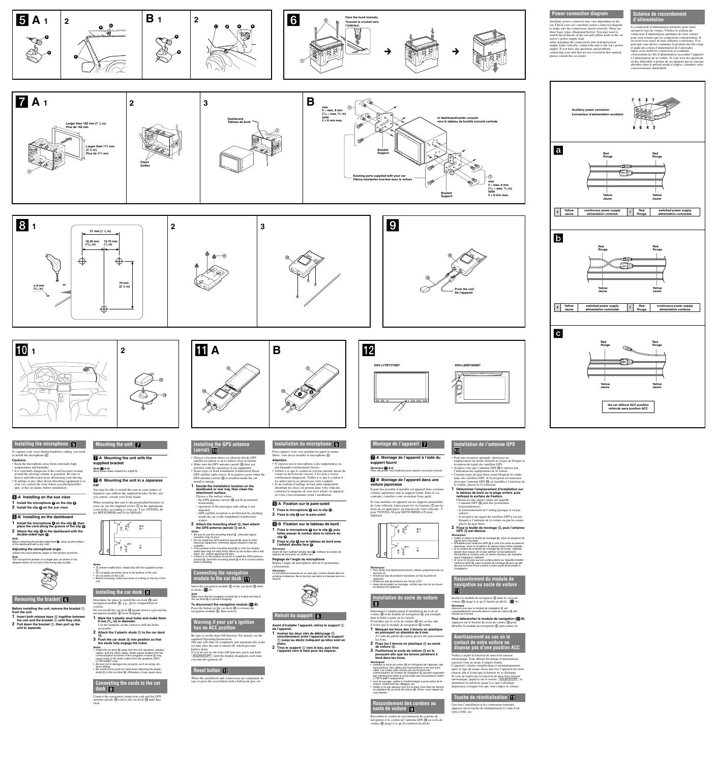## Power connection diagram

Auxiliary power connector may vary depending on the car. Check your car's auxiliary power connector diagram to make sure the connections match correctly. There are three basic types (illustrated below). You may need to switch the positions of the red and yellow leads in the car stereo's power supply lead.
After matching the connections and switched power supply leads correctly, connect the unit to the car's power supply. If you have any questions and problems connecting your unit that are not covered in this manual, please consult the car dealer.

## Schéma de raccordement d'alimentation

Le connecteur d'alimentation auxiliaire peut varier suivant le type de voiture. Vérifiez le schéma du connecteur d'alimentation auxiliaire de votre voiture pour vous assurer que les connexions correspondent. Il en existe trois types de base (illustrés ci-dessous). Il se peut que vous deviez commuter la position des fils rouge et jaune du cordon d'alimentation de l'autoradio.
Après avoir établi les connexions et commuté correctement les fils d'alimentation, raccordez l'appareil à l'alimentation de la voiture. Si vous avez des questions ou des difficultés à propos de cet appareil qui ne sont pas abordées dans le présent mode d'emploi, consultez votre concessionnaire automobile.

Auxiliary power connector
Connecteur d'alimentation auxiliaire

7 5 3 1
8 6 4 2

**a**

Red / Rouge
Yellow / Jaune

| | | | | |
|---|---|---|---|---|
| 4 | Yellow / Jaune | continuous power supply / alimentation continue | 7 | Red / Rouge | switched power supply / alimentation commutée |

**b**

Red / Rouge
Yellow / Jaune

| | | | | |
|---|---|---|---|---|
| 4 | Yellow / Jaune | switched power supply / alimentation commutée | 7 | Red / Rouge | continuous power supply / alimentation continue |

**c**

Red / Rouge
Yellow / Jaune

the car without ACC position
véhicule sans position ACC

**5** A 1, 2; B 1, 2

**6** Face the hook inwards. / Tournez le crochet vers l'intérieur.

**7** A 1
Larger than 182 mm (7 ¹/₄ in) / Plus de 182 mm
Larger than 111 mm (4 ³/₈ in) / Plus de 111 mm
2 Claws / Griffes
3 Dashboard / Tableau de bord

B
size 5 × max. 8 mm (³/₁₆ × max. ⁵/₁₆ in) / taille 5 × 8 mm max.
Bracket / Support
to dashboard/center console / vers le tableau de bord/la console centrale
Existing parts supplied with your car / Pièces existantes fournies avec la voiture

**8** 1
31 mm (1 ¹/₄ in)
18.25 mm (²³/₃₂ in)
12.75 mm (¹/₂ in)
70 mm (2 ⁷/₈ in)
ø 8 mm (⁵/₁₆ in)

**9** From the unit / De l'appareil

**10** 1, 2

**11** A, B

**12** XNV-L77BT/770BT — XNV-L66BT/660BT

## Installing the microphone 5

To capture your voice during handsfree calling, you need to install the microphone ⑧.

**Cautions**
- Keep the microphone away from extremely high temperatures and humidity.
- It is extremely dangerous if the cord becomes wound around the steering column or gearstick. Be sure to keep it and other parts from obstructing your driving.
- If airbags or any other shock-absorbing equipment is in your car, contact the store where you purchased this unit, or the car dealer, before installation.

### 5-A Installing on the sun visor
1 **Install the microphone ⓐ on the clip ⓑ.**
2 **Install the clip ⓑ on the sun visor.**

### 5-B Installing on the dashboard
1 **Install the microphone ⓐ on the clip ⓑ, then place the cord along the groove of the clip ⓒ.**
2 **Attach the clip ⓑ to the dashboard with the double-sided tape ⓓ.**

*Note*
*Before attaching the double-sided tape ⓓ, clean up the surface of the dashboard with a dry cloth.*

**Adjusting the microphone angle**
Adjust the microphone angle to the proper position.

*Note*
*The microphone swivels on a single axis, as shown in the diagram below. Do not turn it the wrong way forcibly.*

## Removing the bracket 6

**Before installing the unit, remove the bracket ① from the unit.**
1 **Insert both release keys ⑤ together between the unit and the bracket ① until they click.**
2 **Pull down the bracket ①, then pull up the unit to separate.**

## Mounting the unit 7

### 7-A Mounting the unit with the supplied bracket
*Note (7-A-2)*
*Bend these claws outward for a tight fit.*

### 7-B Mounting the unit in a Japanese car
You may be able to install this unit in some makes of Japanese cars without the supplied bracket. In the case you cannot, consult your Sony dealer.

When mounting this unit to the preinstalled brackets of your car, use the supplied screws ⑦ in the appropriate screw holes, according to your car: T for TOYOTA, M for MITSUBISHI and N for NISSAN.

*Notes*
- *To prevent malfunction, install only with the supplied screws ⑦.*
- *Do not apply excessive force to the bottoms of the unit.*
- *Do not press on the LCD.*
- *Before mounting, make sure there is nothing on the top of the unit.*

## Installing the car dock 8

Determine the place to install the car dock ⑩ and navigation module ⑨, e.g., glove compartment or console.
Do not install the car dock ⑩ upside down to prevent the navigation module ⑨ from dropping.

1 **Mark the 3 plastic stud holes and make them 8 mm (⁵/₁₆ in) in diameter.**
Use the template on the carton to drill the holes accurately.
2 **Attach the 3 plastic studs ⑪ to the car dock ⑩.**
3 **Push the car dock ⑩ into position so that the studs fully engage the holes.**

*Notes*
- *Install the car dock ⑩ away from the unit, speakers, speaker cables, and any other cables. Radio waves emitted from the communication functions of the navigation module ⑨ may cause noise in the audio output from the speakers (XNV-L77BT/L66BT only).*
- *Be sure not to damage any car parts, such as wiring, etc., when drilling.*
- *Be careful not to push too hard when attaching the plastic studs ⑪ to the car dock ⑩. Otherwise, it may cause injury.*

## Connecting the cords to the car dock 9

Connect the navigation connection cord and the GPS antenna (aerial) ⑬ cord to the car dock ⑩ until they click.

## Installing the GPS antenna (aerial) 10

- Choose a location where no obstacle blocks GPS satellite reception so as to achieve best reception.
- Make sure the GPS antenna (aerial) ⑬ does not interfere with the operation of car equipment.
- Some types of front windshield (windscreen) block GPS satellite radio waves. If reception is poor when the GPS antenna (aerial) ⑬ is installed inside the car, install it outside.

1 **Decide the installation location on the dashboard or rear tray, then clean the attachment surface.**
Choose a flat surface where:
– the GPS antenna (aerial) ⑬ can be positioned horizontally.
– operation of the passenger-side airbag is not impeded.
– GPS satellite reception is not blocked by anything inside the car or the windshield (windscreen) wipers.
2 **Attach the mounting sheet ⑫, then attach the GPS antenna (aerial) ⑬ on it.**

*Notes*
- *Be sure to use the mounting sheet ⑫, otherwise signal reception may be poor.*
- *Do not install the GPS antenna (aerial) ⑬ close to other electrical equipment, otherwise signal reception may be unstable.*
- *If the surface of the mounting sheet ⑫ is cold, the double-sided tape may not stick firmly. Warm up its surface with a hair dryer, etc., before applying the tape.*
- *If there is no flat surface on which to install the GPS antenna (aerial) ⑬, bend the mounting sheet ⑫ to fit a curved surface before installing.*

## Connecting the navigation module to the car dock 11

Insert the navigation module ⑨ in the car dock ⑩ until it clicks. (11-A)

*Note*
*Make sure that the navigation module ⑨ is locked securely in the car dock ⑩ to prevent dropping.*

**To disconnect the navigation module (11-B)**
Press the button on the car dock ⑩ to release the navigation module ⑨, then remove.

## Warning if your car's ignition has no ACC position

Be sure to set the Auto Off function. For details, see the supplied Operating Instructions.
The unit will shut off completely and automatically in the set time after the unit is turned off, which prevents battery drain.
If you do not set the Auto Off function, press and hold (SOURCE/OFF) until the display disappears each time you turn the ignition off.

## Reset button 12

When the installation and connections are completed, be sure to press the reset button with a ball-point pen, etc.

## Installation du microphone 5

Pour capturer votre voix pendant un appel en mains libres, vous devez installer le microphone ⑧.

**Attention**
- N'exposez pas le microphone à des températures ou une humidité extrêmement élevées.
- Veillez à ce que le cordon ne soit pas enroulé autour du volant ou du levier de vitesses. Ceci peut s'avérer extrêmement dangereux. Veillez à ce que le cordon et les autres pièces ne gênent pas votre conduite.
- Si un système d'airbags ou tout autre équipement absorbant les chocs est présent dans votre véhicule, contactez le magasin où vous avez acheté cet appareil ou votre concessionnaire automobile avant l'installation.

### 5-A Fixation sur le pare-soleil
1 **Fixez le microphone ⓐ sur le clip ⓑ.**
2 **Fixez le clip ⓑ sur le pare-soleil.**

### 5-B Fixation sur le tableau de bord
1 **Fixez le microphone ⓐ sur le clip ⓑ, puis faites passer le cordon dans la rainure du clip ⓒ.**
2 **Fixez le clip ⓑ sur le tableau de bord avec l'adhésif double face ⓓ.**

*Remarque*
*Avant de fixer l'adhésif double face ⓓ, nettoyez la surface du tableau de bord avec un chiffon sec.*

**Réglage de l'angle du microphone**
Réglez l'angle du microphone afin de le positionner correctement.

*Remarque*
*Le microphone bascule sur un seul axe, comme illustré dans le schéma ci-dessous. Ne le tournez pas dans le mauvais sens en forçant.*

## Retrait du support 6

**Avant d'installer l'appareil, retirez le support ① de l'appareil.**
1 **Insérez les deux clés de déblocage ⑤ simultanément entre l'appareil et le support ① jusqu'au déclic indiquant qu'elles sont en place.**
2 **Tirez le support ① vers le bas, puis tirez l'appareil vers le haut pour les séparer.**

## Montage de l'appareil 7

### 7-A Montage de l'appareil à l'aide du support fourni
*Remarque (7-A-2)*
*Pliez ces griffes vers l'extérieur pour assurer une prise correcte.*

### 7-B Montage de l'appareil dans une voiture japonaise
Il peut être possible d'installer cet appareil dans certaines voitures japonaises sans le support fourni. Dans le cas contraire, consultez votre revendeur Sony agréé.

Si vous installez cet appareil sur les supports préinstallés de votre véhicule, faites passer les vis fournies ⑦ par les trous de vis appropriés, en fonction de votre véhicule : T pour TOYOTA, M pour MITSUBISHI et N pour NISSAN.

*Remarques*
- *Pour éviter tout dysfonctionnement, utilisez uniquement les vis fournies ⑦.*
- *N'exercez pas de pression excessive sur les touches de l'appareil.*
- *N'exercez pas de pression sur l'écran LCD.*
- *Avant de procéder au montage, vérifiez que rien ne se trouve au-dessus de l'appareil.*

## Installation du socle de voiture 8

Déterminez l'emplacement d'installation du socle de voiture ⑩ et du module de navigation ⑨, par exemple, dans la boîte à gants ou la console.
N'installez pas le socle de voiture ⑩ tête en bas afin d'éviter que le module de navigation ⑨ tombe.

1 **Marquez les trous des 3 tenons en plastique en prévoyant un diamètre de 8 mm.**
A l'aide du gabarit du carton, percez très précisément les trous.
2 **Fixez les 3 tenons en plastique ⑪ au socle de voiture ⑩.**
3 **Positionnez le socle de voiture ⑩ en le poussant afin que les tenons pénètrent à fond dans les trous.**

*Remarques*
- *Installez le socle de voiture ⑩ en l'éloignant de l'appareil, des haut-parleurs, des câbles des haut-parleurs et de tout autre câble. Les ondes radio émises par les fonctions de communication du module de navigation ⑨ peuvent engendrer des interférences dans la sortie audio des haut-parleurs (XNV-L77BT/L66BT uniquement).*
- *Lors du perçage, veillez à n'endommager aucune pièce de la voiture, notamment les câblages, etc.*
- *Veillez à ne pas appuyer trop fort lorsque vous fixez les tenons en plastique ⑪ au socle de voiture ⑩. Sinon, vous risquez de vous blesser.*

## Raccordement des cordons au socle de voiture 9

Raccordez le cordon de raccordement du système de navigation et le cordon de l'antenne GPS ⑬ au socle de voiture ⑩ jusqu'à ce qu'ils émettent un déclic.

## Installation de l'antenne GPS 10

- Pour une réception optimale, choisissez un emplacement où aucun obstacle ne risque de bloquer la réception du signal des satellites GPS.
- Assurez-vous que l'antenne GPS ⑬ n'entrave pas l'utilisation des équipements de la voiture.
- Certains types de pare-brise avant bloquent les ondes radio des satellites GPS. Si la réception est mauvaise alors que l'antenne GPS ⑬ est installée à l'intérieur de la voiture, placez-la à l'extérieur.

1 **Déterminez l'emplacement d'installation sur le tableau de bord ou la plage arrière, puis nettoyez la surface de fixation.**
Choisissez une surface plane sur laquelle :
– l'antenne GPS ⑬ peut être positionnée horizontalement ;
– le fonctionnement de l'airbag passager n'est pas entravé ;
– la réception du signal des satellites GPS n'est pas bloquée à l'intérieur de la voiture ou par les essuie-glaces du pare-brise.
2 **Fixez la feuille de montage ⑫, puis l'antenne GPS ⑬ par-dessus.**

*Remarques*
- *Veillez à utiliser la feuille de montage ⑫, sinon la réception du signal sera mauvaise.*
- *N'installez pas l'antenne GPS ⑬ à côté d'un autre accessoire électrique, sinon la réception du signal risque d'être instable.*
- *Si la surface de la feuille de montage ⑫ est froide, l'adhésif double face risque de ne pas adhérer convenablement. Réchauffez la surface avec un sèche-cheveux, par exemple, avant d'appliquer l'adhésif.*
- *Si vous ne trouvez aucune surface plane sur laquelle installer l'antenne GPS ⑬, pliez la feuille de montage ⑫ pour qu'elle épouse la forme d'une surface courbe avant de procéder à l'installation.*

## Raccordement du module de navigation au socle de voiture 11

Insérez le module de navigation ⑨ dans le socle de voiture ⑩ jusqu'à ce qu'il émette un déclic. (11-A)

*Remarque*
*Assurez-vous que le module de navigation ⑨ est convenablement verrouillé dans le socle de voiture ⑩ afin d'éviter qu'il tombe.*

**Pour débrancher le module de navigation (11-B)**
Appuyez sur le bouton du socle de voiture ⑩ pour détacher le module de navigation ⑨, puis retirez-le.

## Avertissement au cas où le contact de votre voiture ne dispose pas d'une position ACC

Veillez à régler la fonction de mise hors tension automatique. Pour obtenir davantage d'informations, reportez-vous au mode d'emploi fourni.
L'appareil s'éteint complètement et automatiquement après le laps de temps choisi une fois l'appareil mis hors tension afin d'éviter que la batterie ne se décharge.
Si vous ne réglez pas la fonction de mise hors tension automatique, appuyez sur la touche (SOURCE/OFF) et maintenez-la enfoncée jusqu'à ce que l'affichage disparaisse à chaque fois que vous coupez le contact.

## Touche de réinitialisation 12

Une fois l'installation et les connexions terminées, appuyez sur la touche de réinitialisation à l'aide d'un stylo à bille, etc.